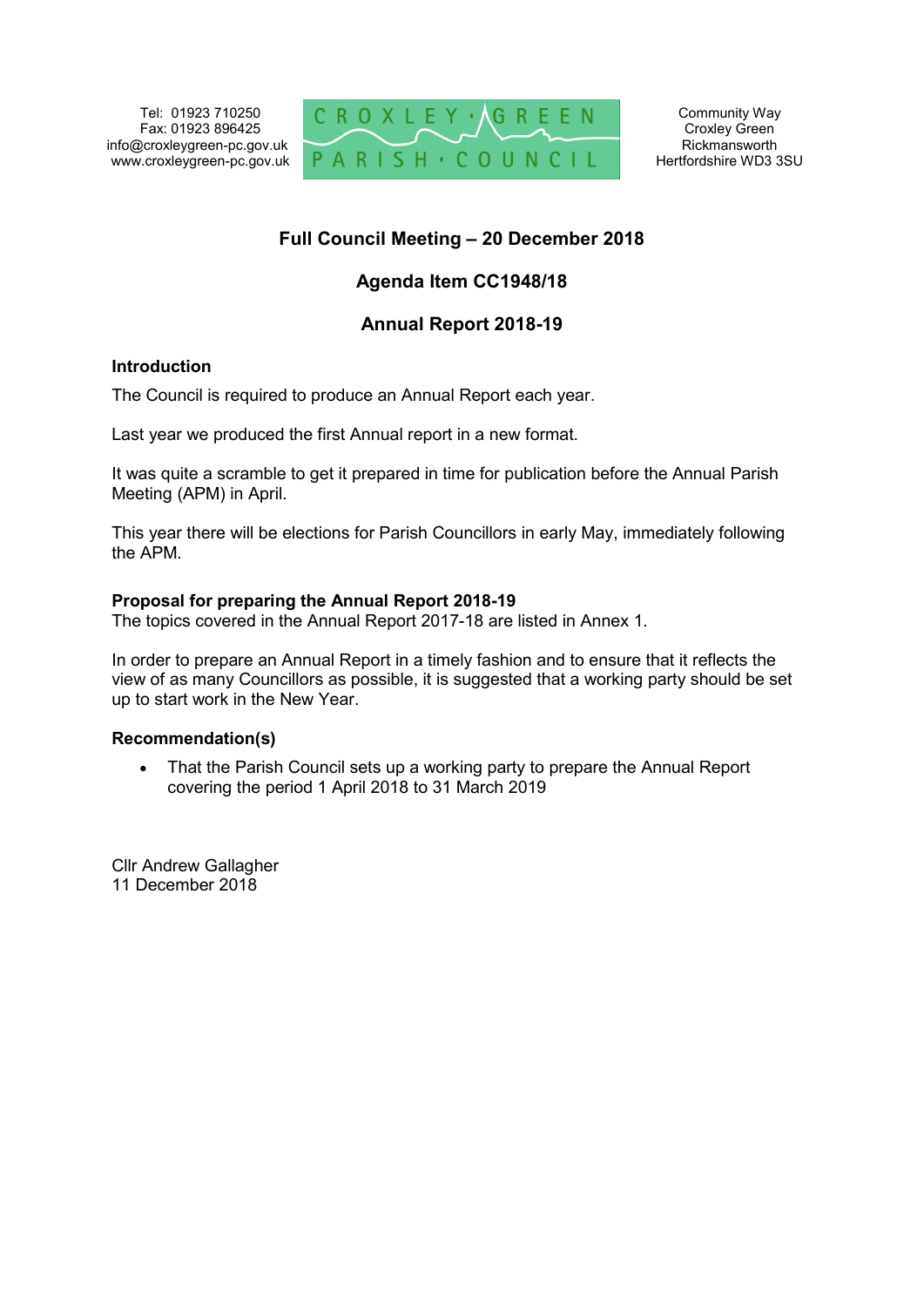Tel: 01923 710250
Fax: 01923 896425
info@croxleygreen-pc.gov.uk
www.croxleygreen-pc.gov.uk

CROXLEY GREEN PARISH COUNCIL

Community Way
Croxley Green
Rickmansworth
Hertfordshire WD3 3SU

# Full Council Meeting – 20 December 2018

## Agenda Item CC1948/18

## Annual Report 2018-19

**Introduction**

The Council is required to produce an Annual Report each year.

Last year we produced the first Annual report in a new format.

It was quite a scramble to get it prepared in time for publication before the Annual Parish Meeting (APM) in April.

This year there will be elections for Parish Councillors in early May, immediately following the APM.

**Proposal for preparing the Annual Report 2018-19**

The topics covered in the Annual Report 2017-18 are listed in Annex 1.

In order to prepare an Annual Report in a timely fashion and to ensure that it reflects the view of as many Councillors as possible, it is suggested that a working party should be set up to start work in the New Year.

**Recommendation(s)**

- That the Parish Council sets up a working party to prepare the Annual Report covering the period 1 April 2018 to 31 March 2019

Cllr Andrew Gallagher
11 December 2018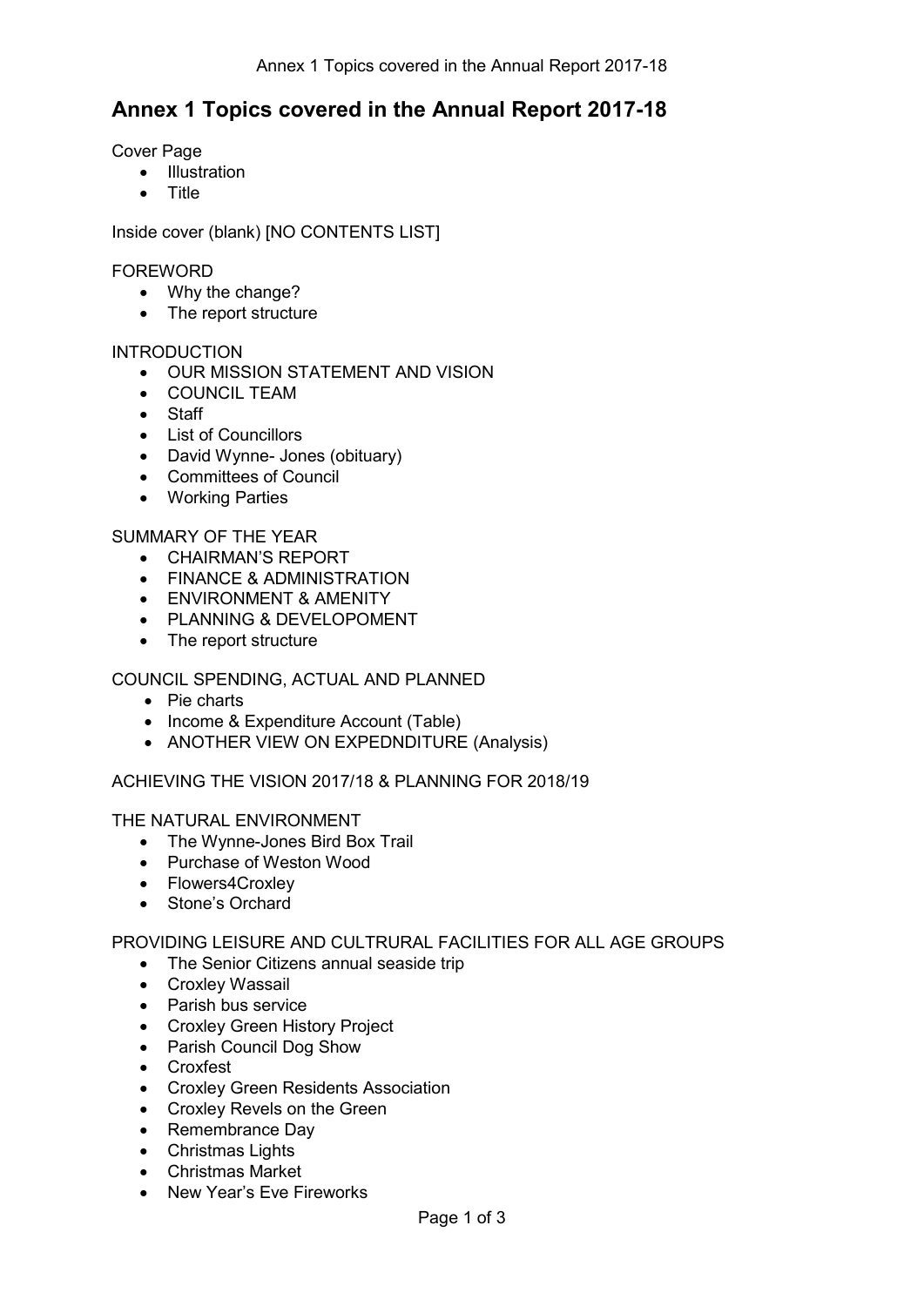# Annex 1 Topics covered in the Annual Report 2017-18

Cover Page
- Illustration
- Title

Inside cover (blank) [NO CONTENTS LIST]

FOREWORD
- Why the change?
- The report structure

INTRODUCTION
- OUR MISSION STATEMENT AND VISION
- COUNCIL TEAM
- Staff
- List of Councillors
- David Wynne- Jones (obituary)
- Committees of Council
- Working Parties

SUMMARY OF THE YEAR
- CHAIRMAN'S REPORT
- FINANCE & ADMINISTRATION
- ENVIRONMENT & AMENITY
- PLANNING & DEVELOPOMENT
- The report structure

COUNCIL SPENDING, ACTUAL AND PLANNED
- Pie charts
- Income & Expenditure Account (Table)
- ANOTHER VIEW ON EXPEDNDITURE (Analysis)

ACHIEVING THE VISION 2017/18 & PLANNING FOR 2018/19

THE NATURAL ENVIRONMENT
- The Wynne-Jones Bird Box Trail
- Purchase of Weston Wood
- Flowers4Croxley
- Stone's Orchard

PROVIDING LEISURE AND CULTRURAL FACILITIES FOR ALL AGE GROUPS
- The Senior Citizens annual seaside trip
- Croxley Wassail
- Parish bus service
- Croxley Green History Project
- Parish Council Dog Show
- Croxfest
- Croxley Green Residents Association
- Croxley Revels on the Green
- Remembrance Day
- Christmas Lights
- Christmas Market
- New Year's Eve Fireworks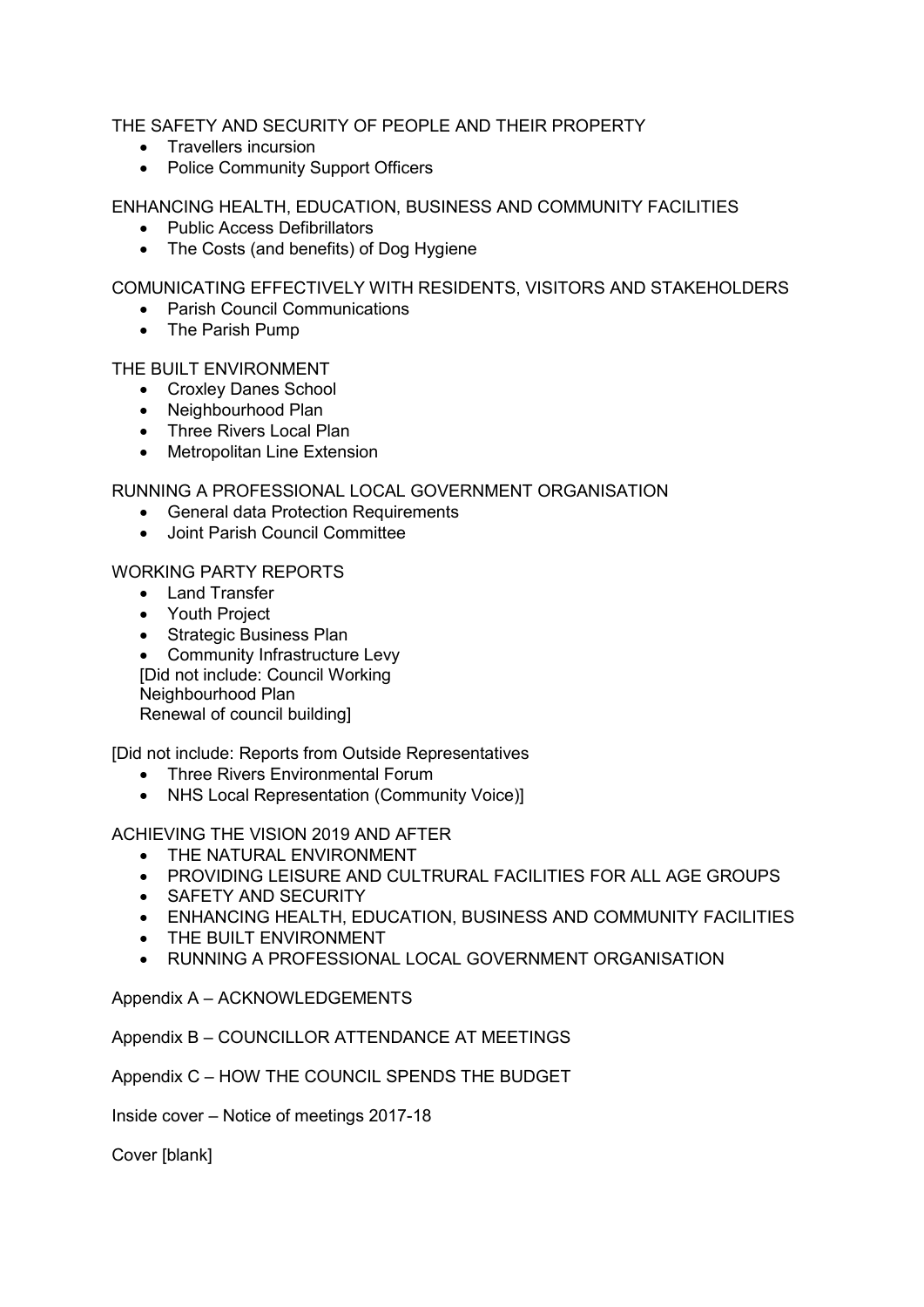THE SAFETY AND SECURITY OF PEOPLE AND THEIR PROPERTY

- Travellers incursion
- Police Community Support Officers

ENHANCING HEALTH, EDUCATION, BUSINESS AND COMMUNITY FACILITIES

- Public Access Defibrillators
- The Costs (and benefits) of Dog Hygiene

COMUNICATING EFFECTIVELY WITH RESIDENTS, VISITORS AND STAKEHOLDERS

- Parish Council Communications
- The Parish Pump

THE BUILT ENVIRONMENT

- Croxley Danes School
- Neighbourhood Plan
- Three Rivers Local Plan
- Metropolitan Line Extension

RUNNING A PROFESSIONAL LOCAL GOVERNMENT ORGANISATION

- General data Protection Requirements
- Joint Parish Council Committee

WORKING PARTY REPORTS

- Land Transfer
- Youth Project
- Strategic Business Plan
- Community Infrastructure Levy
  [Did not include: Council Working
  Neighbourhood Plan
  Renewal of council building]

[Did not include: Reports from Outside Representatives

- Three Rivers Environmental Forum
- NHS Local Representation (Community Voice)]

ACHIEVING THE VISION 2019 AND AFTER

- THE NATURAL ENVIRONMENT
- PROVIDING LEISURE AND CULTRURAL FACILITIES FOR ALL AGE GROUPS
- SAFETY AND SECURITY
- ENHANCING HEALTH, EDUCATION, BUSINESS AND COMMUNITY FACILITIES
- THE BUILT ENVIRONMENT
- RUNNING A PROFESSIONAL LOCAL GOVERNMENT ORGANISATION

Appendix A – ACKNOWLEDGEMENTS

Appendix B – COUNCILLOR ATTENDANCE AT MEETINGS

Appendix C – HOW THE COUNCIL SPENDS THE BUDGET

Inside cover – Notice of meetings 2017-18

Cover [blank]